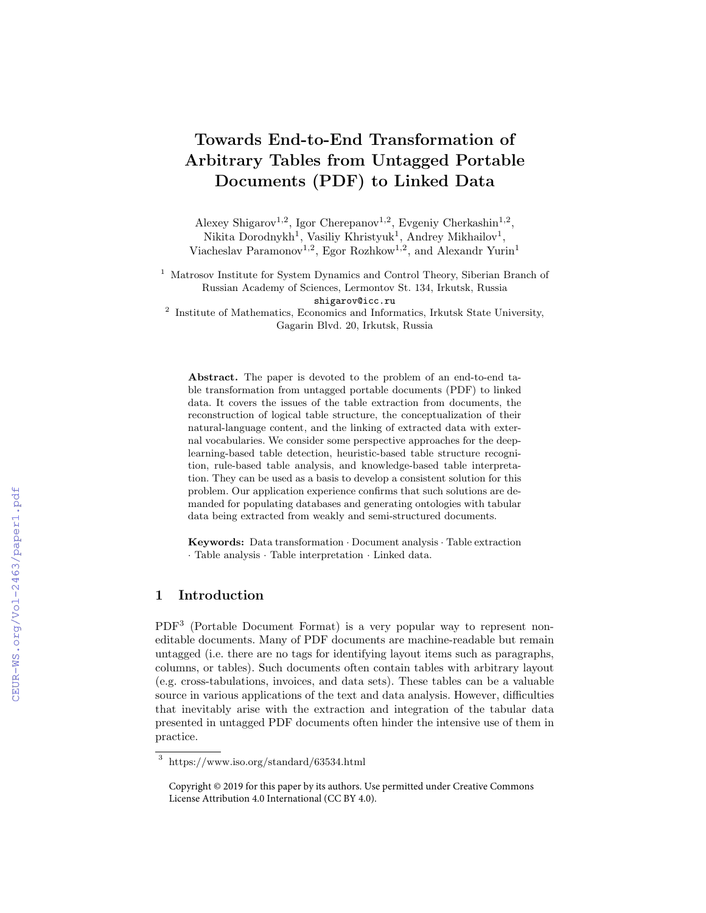# Towards End-to-End Transformation of Arbitrary Tables from Untagged Portable Documents (PDF) to Linked Data

Alexey Shigarov[1,2], Igor Cherepanov[1,2], Evgeniy Cherkashin[1,2], Nikita Dorodnykh[1], Vasiliy Khristyuk[1], Andrey Mikhailov[1], Viacheslav Paramonov[1,2], Egor Rozhkow[1,2], and Alexandr Yurin[1]

[1] Matrosov Institute for System Dynamics and Control Theory, Siberian Branch of Russian Academy of Sciences, Lermontov St. 134, Irkutsk, Russia
shigarov@icc.ru

[2] Institute of Mathematics, Economics and Informatics, Irkutsk State University, Gagarin Blvd. 20, Irkutsk, Russia

**Abstract.** The paper is devoted to the problem of an end-to-end table transformation from untagged portable documents (PDF) to linked data. It covers the issues of the table extraction from documents, the reconstruction of logical table structure, the conceptualization of their natural-language content, and the linking of extracted data with external vocabularies. We consider some perspective approaches for the deep-learning-based table detection, heuristic-based table structure recognition, rule-based table analysis, and knowledge-based table interpretation. They can be used as a basis to develop a consistent solution for this problem. Our application experience confirms that such solutions are demanded for populating databases and generating ontologies with tabular data being extracted from weakly and semi-structured documents.

**Keywords:** Data transformation · Document analysis · Table extraction · Table analysis · Table interpretation · Linked data.

## 1 Introduction

PDF[3] (Portable Document Format) is a very popular way to represent non-editable documents. Many of PDF documents are machine-readable but remain untagged (i.e. there are no tags for identifying layout items such as paragraphs, columns, or tables). Such documents often contain tables with arbitrary layout (e.g. cross-tabulations, invoices, and data sets). These tables can be a valuable source in various applications of the text and data analysis. However, difficulties that inevitably arise with the extraction and integration of the tabular data presented in untagged PDF documents often hinder the intensive use of them in practice.

[3] https://www.iso.org/standard/63534.html

Copyright © 2019 for this paper by its authors. Use permitted under Creative Commons License Attribution 4.0 International (CC BY 4.0).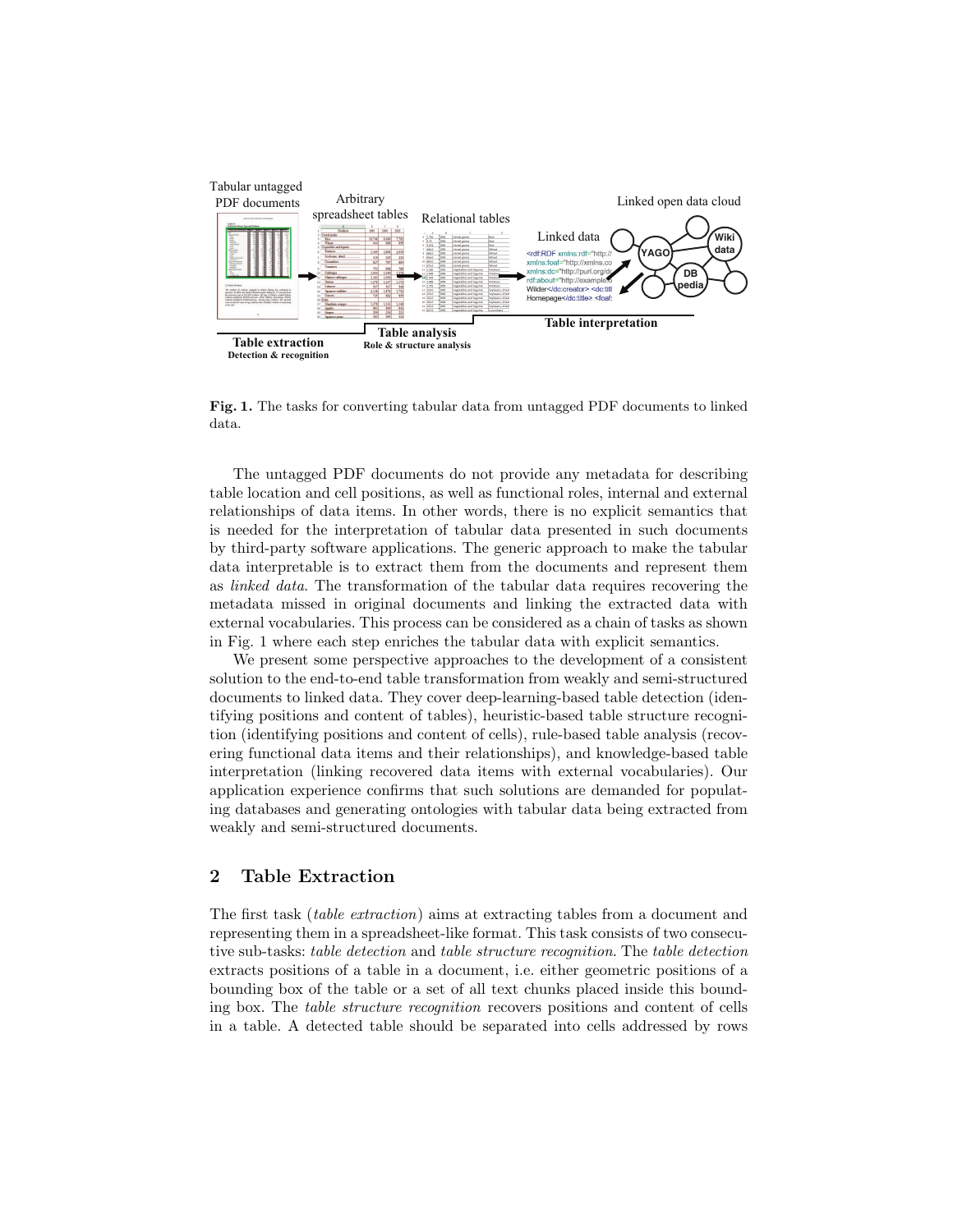**Fig. 1.** The tasks for converting tabular data from untagged PDF documents to linked data.

The untagged PDF documents do not provide any metadata for describing table location and cell positions, as well as functional roles, internal and external relationships of data items. In other words, there is no explicit semantics that is needed for the interpretation of tabular data presented in such documents by third-party software applications. The generic approach to make the tabular data interpretable is to extract them from the documents and represent them as *linked data*. The transformation of the tabular data requires recovering the metadata missed in original documents and linking the extracted data with external vocabularies. This process can be considered as a chain of tasks as shown in Fig. 1 where each step enriches the tabular data with explicit semantics.

We present some perspective approaches to the development of a consistent solution to the end-to-end table transformation from weakly and semi-structured documents to linked data. They cover deep-learning-based table detection (identifying positions and content of tables), heuristic-based table structure recognition (identifying positions and content of cells), rule-based table analysis (recovering functional data items and their relationships), and knowledge-based table interpretation (linking recovered data items with external vocabularies). Our application experience confirms that such solutions are demanded for populating databases and generating ontologies with tabular data being extracted from weakly and semi-structured documents.

## 2 Table Extraction

The first task (*table extraction*) aims at extracting tables from a document and representing them in a spreadsheet-like format. This task consists of two consecutive sub-tasks: *table detection* and *table structure recognition*. The *table detection* extracts positions of a table in a document, i.e. either geometric positions of a bounding box of the table or a set of all text chunks placed inside this bounding box. The *table structure recognition* recovers positions and content of cells in a table. A detected table should be separated into cells addressed by rows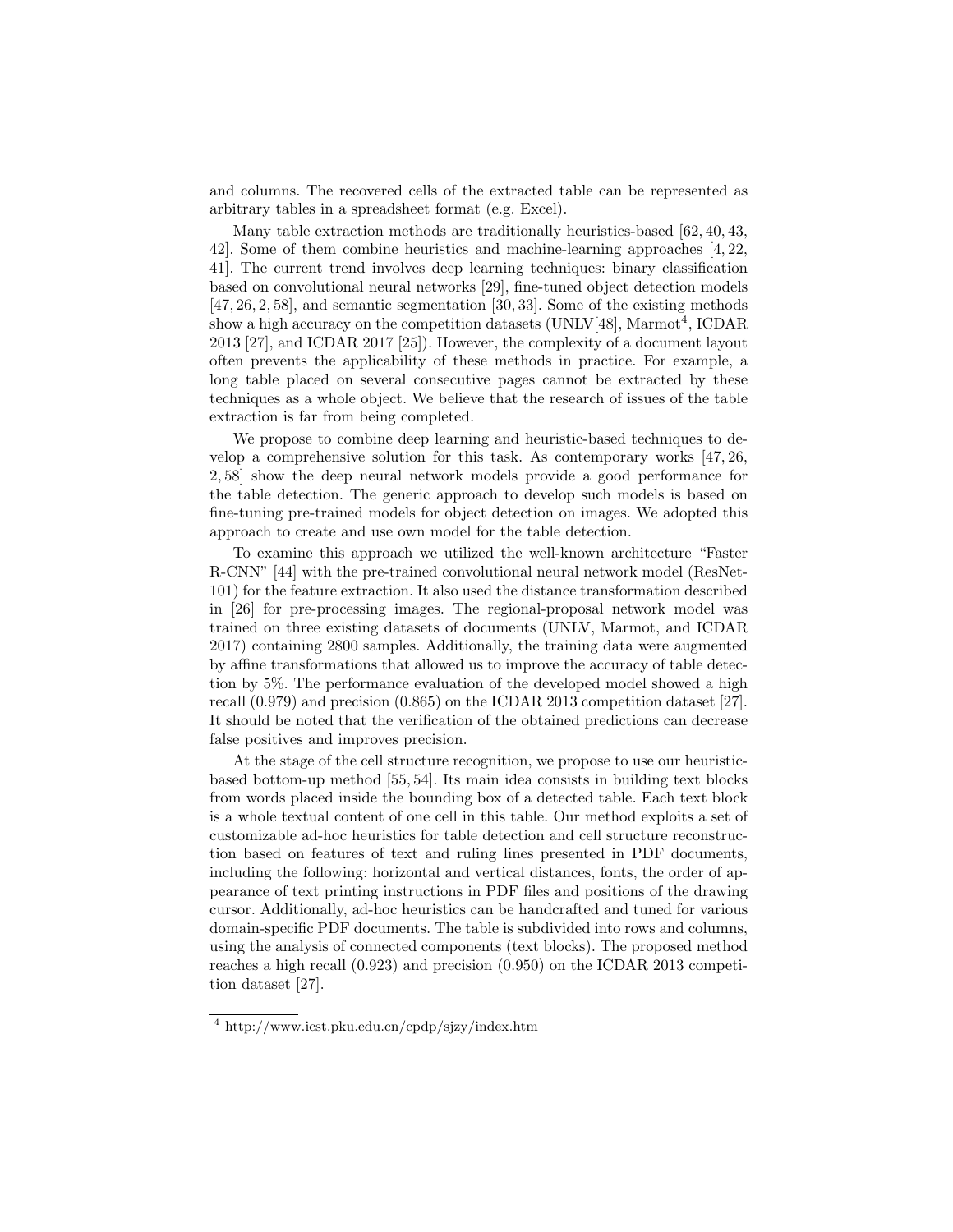and columns. The recovered cells of the extracted table can be represented as arbitrary tables in a spreadsheet format (e.g. Excel).

Many table extraction methods are traditionally heuristics-based [62, 40, 43, 42]. Some of them combine heuristics and machine-learning approaches [4, 22, 41]. The current trend involves deep learning techniques: binary classification based on convolutional neural networks [29], fine-tuned object detection models [47, 26, 2, 58], and semantic segmentation [30, 33]. Some of the existing methods show a high accuracy on the competition datasets (UNLV[48], Marmot[4], ICDAR 2013 [27], and ICDAR 2017 [25]). However, the complexity of a document layout often prevents the applicability of these methods in practice. For example, a long table placed on several consecutive pages cannot be extracted by these techniques as a whole object. We believe that the research of issues of the table extraction is far from being completed.

We propose to combine deep learning and heuristic-based techniques to develop a comprehensive solution for this task. As contemporary works [47, 26, 2, 58] show the deep neural network models provide a good performance for the table detection. The generic approach to develop such models is based on fine-tuning pre-trained models for object detection on images. We adopted this approach to create and use own model for the table detection.

To examine this approach we utilized the well-known architecture "Faster R-CNN" [44] with the pre-trained convolutional neural network model (ResNet-101) for the feature extraction. It also used the distance transformation described in [26] for pre-processing images. The regional-proposal network model was trained on three existing datasets of documents (UNLV, Marmot, and ICDAR 2017) containing 2800 samples. Additionally, the training data were augmented by affine transformations that allowed us to improve the accuracy of table detection by 5%. The performance evaluation of the developed model showed a high recall (0.979) and precision (0.865) on the ICDAR 2013 competition dataset [27]. It should be noted that the verification of the obtained predictions can decrease false positives and improves precision.

At the stage of the cell structure recognition, we propose to use our heuristic-based bottom-up method [55, 54]. Its main idea consists in building text blocks from words placed inside the bounding box of a detected table. Each text block is a whole textual content of one cell in this table. Our method exploits a set of customizable ad-hoc heuristics for table detection and cell structure reconstruction based on features of text and ruling lines presented in PDF documents, including the following: horizontal and vertical distances, fonts, the order of appearance of text printing instructions in PDF files and positions of the drawing cursor. Additionally, ad-hoc heuristics can be handcrafted and tuned for various domain-specific PDF documents. The table is subdivided into rows and columns, using the analysis of connected components (text blocks). The proposed method reaches a high recall (0.923) and precision (0.950) on the ICDAR 2013 competition dataset [27].

[4] http://www.icst.pku.edu.cn/cpdp/sjzy/index.htm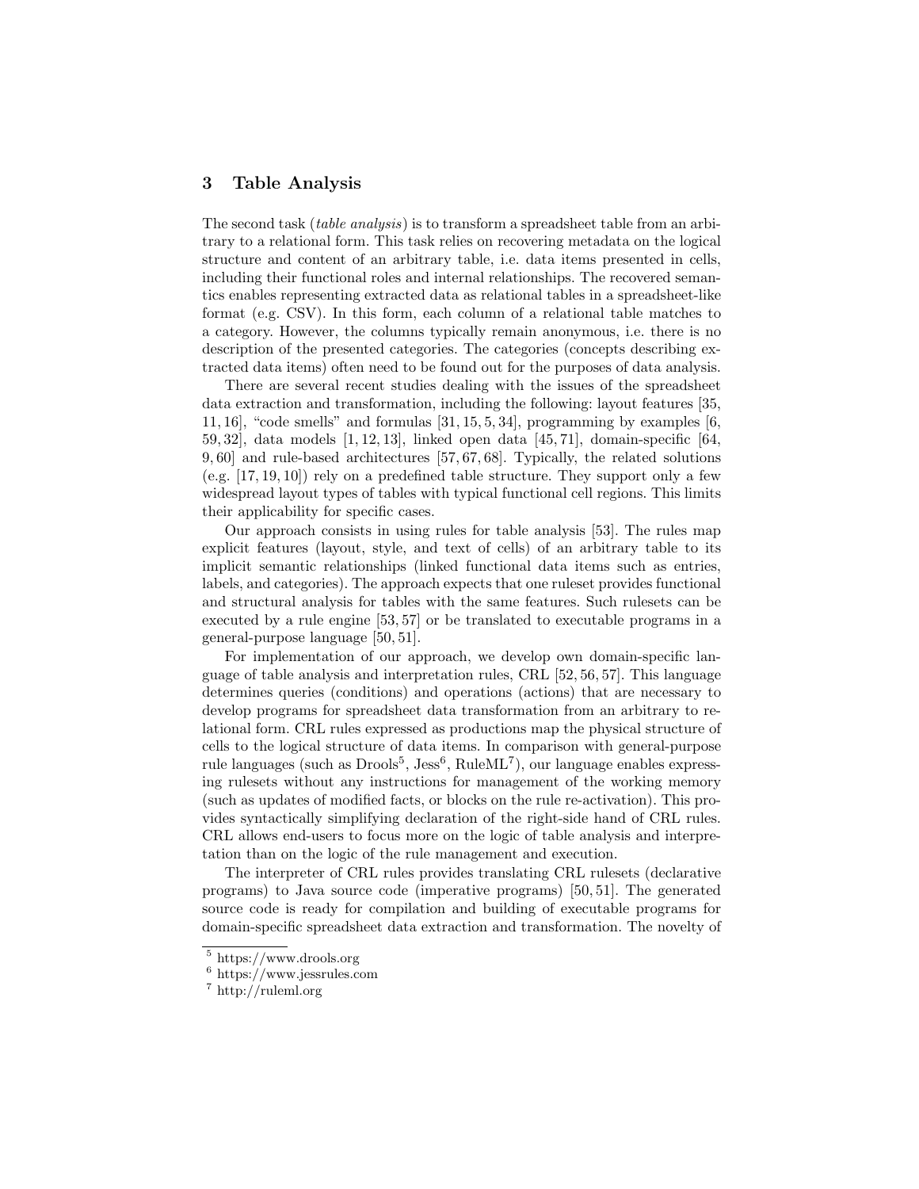## 3 Table Analysis

The second task (*table analysis*) is to transform a spreadsheet table from an arbitrary to a relational form. This task relies on recovering metadata on the logical structure and content of an arbitrary table, i.e. data items presented in cells, including their functional roles and internal relationships. The recovered semantics enables representing extracted data as relational tables in a spreadsheet-like format (e.g. CSV). In this form, each column of a relational table matches to a category. However, the columns typically remain anonymous, i.e. there is no description of the presented categories. The categories (concepts describing extracted data items) often need to be found out for the purposes of data analysis.

There are several recent studies dealing with the issues of the spreadsheet data extraction and transformation, including the following: layout features [35, 11, 16], "code smells" and formulas [31, 15, 5, 34], programming by examples [6, 59, 32], data models [1, 12, 13], linked open data [45, 71], domain-specific [64, 9, 60] and rule-based architectures [57, 67, 68]. Typically, the related solutions (e.g. [17, 19, 10]) rely on a predefined table structure. They support only a few widespread layout types of tables with typical functional cell regions. This limits their applicability for specific cases.

Our approach consists in using rules for table analysis [53]. The rules map explicit features (layout, style, and text of cells) of an arbitrary table to its implicit semantic relationships (linked functional data items such as entries, labels, and categories). The approach expects that one ruleset provides functional and structural analysis for tables with the same features. Such rulesets can be executed by a rule engine [53, 57] or be translated to executable programs in a general-purpose language [50, 51].

For implementation of our approach, we develop own domain-specific language of table analysis and interpretation rules, CRL [52, 56, 57]. This language determines queries (conditions) and operations (actions) that are necessary to develop programs for spreadsheet data transformation from an arbitrary to relational form. CRL rules expressed as productions map the physical structure of cells to the logical structure of data items. In comparison with general-purpose rule languages (such as Drools[5], Jess[6], RuleML[7]), our language enables expressing rulesets without any instructions for management of the working memory (such as updates of modified facts, or blocks on the rule re-activation). This provides syntactically simplifying declaration of the right-side hand of CRL rules. CRL allows end-users to focus more on the logic of table analysis and interpretation than on the logic of the rule management and execution.

The interpreter of CRL rules provides translating CRL rulesets (declarative programs) to Java source code (imperative programs) [50, 51]. The generated source code is ready for compilation and building of executable programs for domain-specific spreadsheet data extraction and transformation. The novelty of

[5] https://www.drools.org
[6] https://www.jessrules.com
[7] http://ruleml.org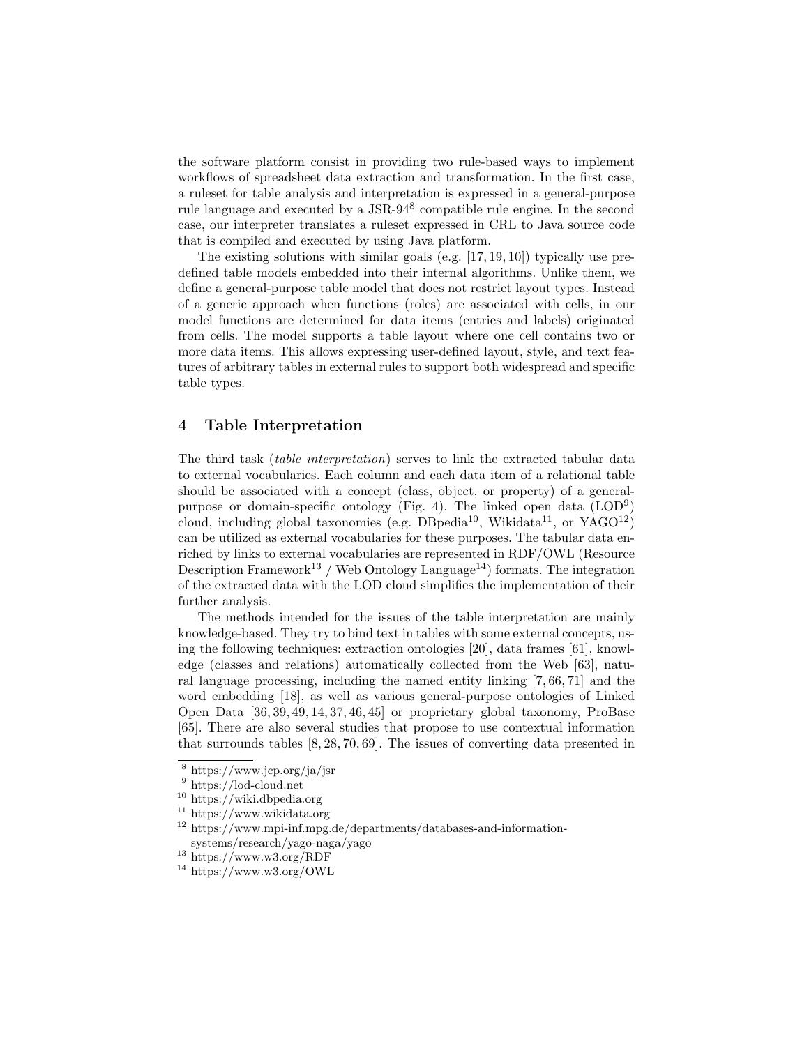the software platform consist in providing two rule-based ways to implement workflows of spreadsheet data extraction and transformation. In the first case, a ruleset for table analysis and interpretation is expressed in a general-purpose rule language and executed by a JSR-94[8] compatible rule engine. In the second case, our interpreter translates a ruleset expressed in CRL to Java source code that is compiled and executed by using Java platform.

The existing solutions with similar goals (e.g. [17, 19, 10]) typically use predefined table models embedded into their internal algorithms. Unlike them, we define a general-purpose table model that does not restrict layout types. Instead of a generic approach when functions (roles) are associated with cells, in our model functions are determined for data items (entries and labels) originated from cells. The model supports a table layout where one cell contains two or more data items. This allows expressing user-defined layout, style, and text features of arbitrary tables in external rules to support both widespread and specific table types.

## 4 Table Interpretation

The third task (*table interpretation*) serves to link the extracted tabular data to external vocabularies. Each column and each data item of a relational table should be associated with a concept (class, object, or property) of a general-purpose or domain-specific ontology (Fig. 4). The linked open data (LOD[9]) cloud, including global taxonomies (e.g. DBpedia[10], Wikidata[11], or YAGO[12]) can be utilized as external vocabularies for these purposes. The tabular data enriched by links to external vocabularies are represented in RDF/OWL (Resource Description Framework[13] / Web Ontology Language[14]) formats. The integration of the extracted data with the LOD cloud simplifies the implementation of their further analysis.

The methods intended for the issues of the table interpretation are mainly knowledge-based. They try to bind text in tables with some external concepts, using the following techniques: extraction ontologies [20], data frames [61], knowledge (classes and relations) automatically collected from the Web [63], natural language processing, including the named entity linking [7, 66, 71] and the word embedding [18], as well as various general-purpose ontologies of Linked Open Data [36, 39, 49, 14, 37, 46, 45] or proprietary global taxonomy, ProBase [65]. There are also several studies that propose to use contextual information that surrounds tables [8, 28, 70, 69]. The issues of converting data presented in

[8] https://www.jcp.org/ja/jsr
[9] https://lod-cloud.net
[10] https://wiki.dbpedia.org
[11] https://www.wikidata.org
[12] https://www.mpi-inf.mpg.de/departments/databases-and-information-systems/research/yago-naga/yago
[13] https://www.w3.org/RDF
[14] https://www.w3.org/OWL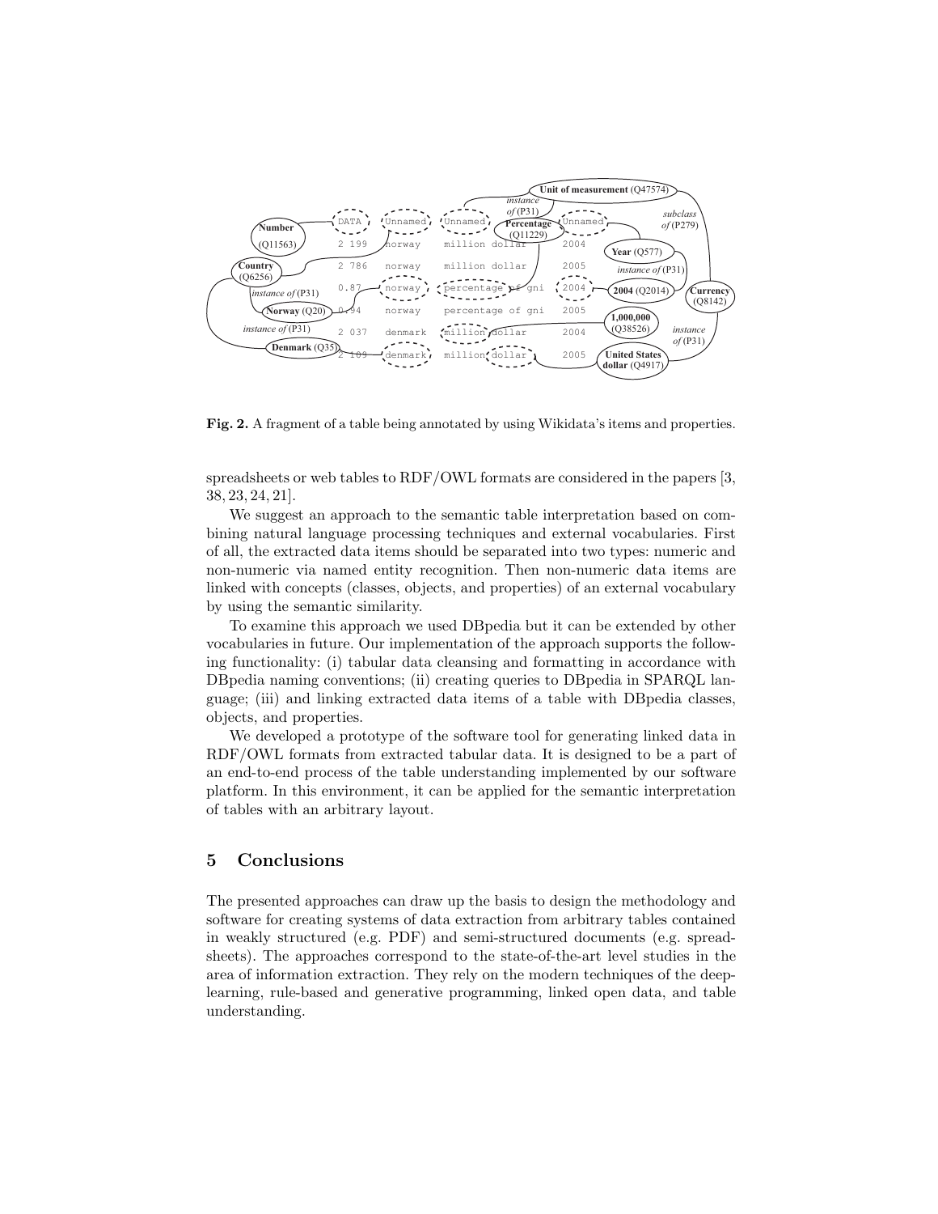**Fig. 2.** A fragment of a table being annotated by using Wikidata's items and properties.

spreadsheets or web tables to RDF/OWL formats are considered in the papers [3, 38, 23, 24, 21].

We suggest an approach to the semantic table interpretation based on combining natural language processing techniques and external vocabularies. First of all, the extracted data items should be separated into two types: numeric and non-numeric via named entity recognition. Then non-numeric data items are linked with concepts (classes, objects, and properties) of an external vocabulary by using the semantic similarity.

To examine this approach we used DBpedia but it can be extended by other vocabularies in future. Our implementation of the approach supports the following functionality: (i) tabular data cleansing and formatting in accordance with DBpedia naming conventions; (ii) creating queries to DBpedia in SPARQL language; (iii) and linking extracted data items of a table with DBpedia classes, objects, and properties.

We developed a prototype of the software tool for generating linked data in RDF/OWL formats from extracted tabular data. It is designed to be a part of an end-to-end process of the table understanding implemented by our software platform. In this environment, it can be applied for the semantic interpretation of tables with an arbitrary layout.

## 5 Conclusions

The presented approaches can draw up the basis to design the methodology and software for creating systems of data extraction from arbitrary tables contained in weakly structured (e.g. PDF) and semi-structured documents (e.g. spreadsheets). The approaches correspond to the state-of-the-art level studies in the area of information extraction. They rely on the modern techniques of the deep-learning, rule-based and generative programming, linked open data, and table understanding.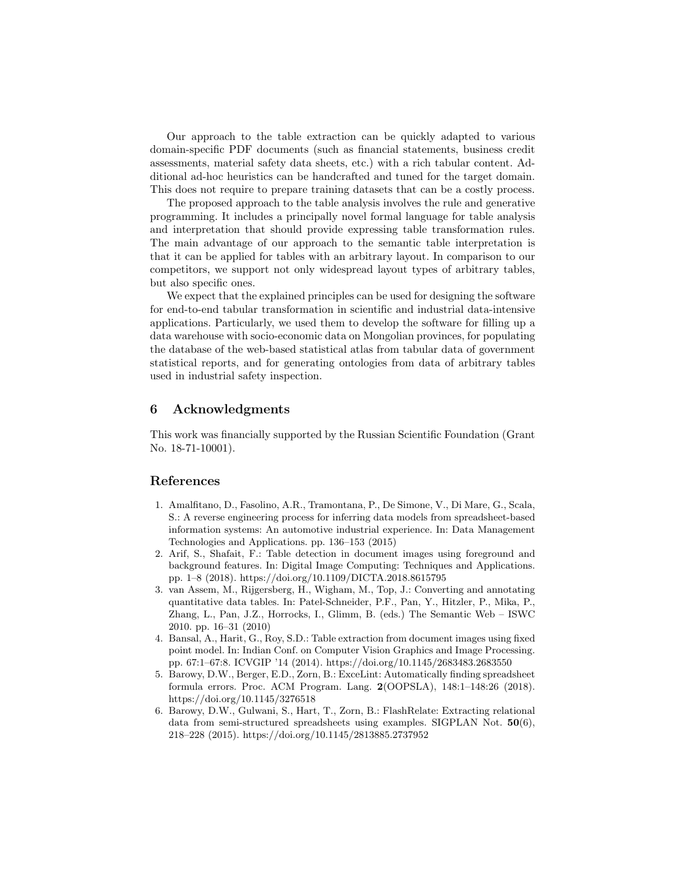Our approach to the table extraction can be quickly adapted to various domain-specific PDF documents (such as financial statements, business credit assessments, material safety data sheets, etc.) with a rich tabular content. Additional ad-hoc heuristics can be handcrafted and tuned for the target domain. This does not require to prepare training datasets that can be a costly process.

The proposed approach to the table analysis involves the rule and generative programming. It includes a principally novel formal language for table analysis and interpretation that should provide expressing table transformation rules. The main advantage of our approach to the semantic table interpretation is that it can be applied for tables with an arbitrary layout. In comparison to our competitors, we support not only widespread layout types of arbitrary tables, but also specific ones.

We expect that the explained principles can be used for designing the software for end-to-end tabular transformation in scientific and industrial data-intensive applications. Particularly, we used them to develop the software for filling up a data warehouse with socio-economic data on Mongolian provinces, for populating the database of the web-based statistical atlas from tabular data of government statistical reports, and for generating ontologies from data of arbitrary tables used in industrial safety inspection.

## 6 Acknowledgments

This work was financially supported by the Russian Scientific Foundation (Grant No. 18-71-10001).

## References

1. Amalfitano, D., Fasolino, A.R., Tramontana, P., De Simone, V., Di Mare, G., Scala, S.: A reverse engineering process for inferring data models from spreadsheet-based information systems: An automotive industrial experience. In: Data Management Technologies and Applications. pp. 136–153 (2015)
2. Arif, S., Shafait, F.: Table detection in document images using foreground and background features. In: Digital Image Computing: Techniques and Applications. pp. 1–8 (2018). https://doi.org/10.1109/DICTA.2018.8615795
3. van Assem, M., Rijgersberg, H., Wigham, M., Top, J.: Converting and annotating quantitative data tables. In: Patel-Schneider, P.F., Pan, Y., Hitzler, P., Mika, P., Zhang, L., Pan, J.Z., Horrocks, I., Glimm, B. (eds.) The Semantic Web – ISWC 2010. pp. 16–31 (2010)
4. Bansal, A., Harit, G., Roy, S.D.: Table extraction from document images using fixed point model. In: Indian Conf. on Computer Vision Graphics and Image Processing. pp. 67:1–67:8. ICVGIP '14 (2014). https://doi.org/10.1145/2683483.2683550
5. Barowy, D.W., Berger, E.D., Zorn, B.: ExceLint: Automatically finding spreadsheet formula errors. Proc. ACM Program. Lang. **2**(OOPSLA), 148:1–148:26 (2018). https://doi.org/10.1145/3276518
6. Barowy, D.W., Gulwani, S., Hart, T., Zorn, B.: FlashRelate: Extracting relational data from semi-structured spreadsheets using examples. SIGPLAN Not. **50**(6), 218–228 (2015). https://doi.org/10.1145/2813885.2737952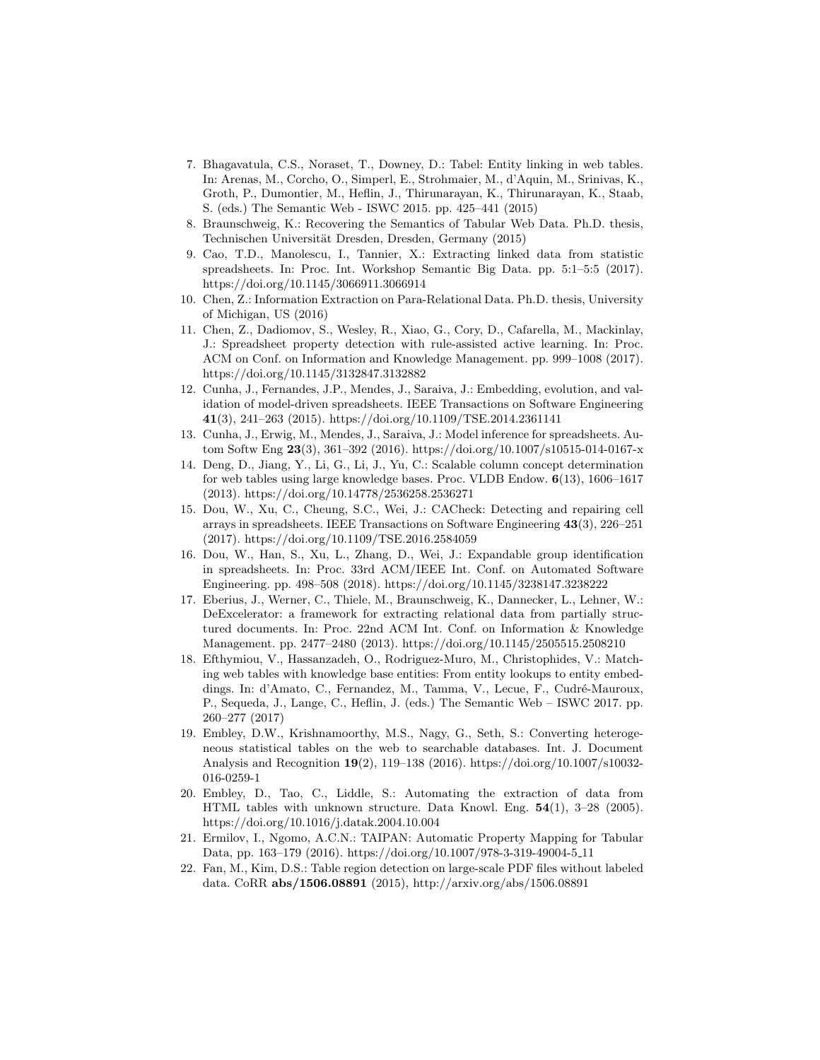7. Bhagavatula, C.S., Noraset, T., Downey, D.: Tabel: Entity linking in web tables. In: Arenas, M., Corcho, O., Simperl, E., Strohmaier, M., d'Aquin, M., Srinivas, K., Groth, P., Dumontier, M., Heflin, J., Thirunarayan, K., Thirunarayan, K., Staab, S. (eds.) The Semantic Web - ISWC 2015. pp. 425–441 (2015)
8. Braunschweig, K.: Recovering the Semantics of Tabular Web Data. Ph.D. thesis, Technischen Universität Dresden, Dresden, Germany (2015)
9. Cao, T.D., Manolescu, I., Tannier, X.: Extracting linked data from statistic spreadsheets. In: Proc. Int. Workshop Semantic Big Data. pp. 5:1–5:5 (2017). https://doi.org/10.1145/3066911.3066914
10. Chen, Z.: Information Extraction on Para-Relational Data. Ph.D. thesis, University of Michigan, US (2016)
11. Chen, Z., Dadiomov, S., Wesley, R., Xiao, G., Cory, D., Cafarella, M., Mackinlay, J.: Spreadsheet property detection with rule-assisted active learning. In: Proc. ACM on Conf. on Information and Knowledge Management. pp. 999–1008 (2017). https://doi.org/10.1145/3132847.3132882
12. Cunha, J., Fernandes, J.P., Mendes, J., Saraiva, J.: Embedding, evolution, and validation of model-driven spreadsheets. IEEE Transactions on Software Engineering **41**(3), 241–263 (2015). https://doi.org/10.1109/TSE.2014.2361141
13. Cunha, J., Erwig, M., Mendes, J., Saraiva, J.: Model inference for spreadsheets. Autom Softw Eng **23**(3), 361–392 (2016). https://doi.org/10.1007/s10515-014-0167-x
14. Deng, D., Jiang, Y., Li, G., Li, J., Yu, C.: Scalable column concept determination for web tables using large knowledge bases. Proc. VLDB Endow. **6**(13), 1606–1617 (2013). https://doi.org/10.14778/2536258.2536271
15. Dou, W., Xu, C., Cheung, S.C., Wei, J.: CACheck: Detecting and repairing cell arrays in spreadsheets. IEEE Transactions on Software Engineering **43**(3), 226–251 (2017). https://doi.org/10.1109/TSE.2016.2584059
16. Dou, W., Han, S., Xu, L., Zhang, D., Wei, J.: Expandable group identification in spreadsheets. In: Proc. 33rd ACM/IEEE Int. Conf. on Automated Software Engineering. pp. 498–508 (2018). https://doi.org/10.1145/3238147.3238222
17. Eberius, J., Werner, C., Thiele, M., Braunschweig, K., Dannecker, L., Lehner, W.: DeExcelerator: a framework for extracting relational data from partially structured documents. In: Proc. 22nd ACM Int. Conf. on Information & Knowledge Management. pp. 2477–2480 (2013). https://doi.org/10.1145/2505515.2508210
18. Efthymiou, V., Hassanzadeh, O., Rodriguez-Muro, M., Christophides, V.: Matching web tables with knowledge base entities: From entity lookups to entity embeddings. In: d'Amato, C., Fernandez, M., Tamma, V., Lecue, F., Cudré-Mauroux, P., Sequeda, J., Lange, C., Heflin, J. (eds.) The Semantic Web – ISWC 2017. pp. 260–277 (2017)
19. Embley, D.W., Krishnamoorthy, M.S., Nagy, G., Seth, S.: Converting heterogeneous statistical tables on the web to searchable databases. Int. J. Document Analysis and Recognition **19**(2), 119–138 (2016). https://doi.org/10.1007/s10032-016-0259-1
20. Embley, D., Tao, C., Liddle, S.: Automating the extraction of data from HTML tables with unknown structure. Data Knowl. Eng. **54**(1), 3–28 (2005). https://doi.org/10.1016/j.datak.2004.10.004
21. Ermilov, I., Ngomo, A.C.N.: TAIPAN: Automatic Property Mapping for Tabular Data, pp. 163–179 (2016). https://doi.org/10.1007/978-3-319-49004-5_11
22. Fan, M., Kim, D.S.: Table region detection on large-scale PDF files without labeled data. CoRR **abs/1506.08891** (2015), http://arxiv.org/abs/1506.08891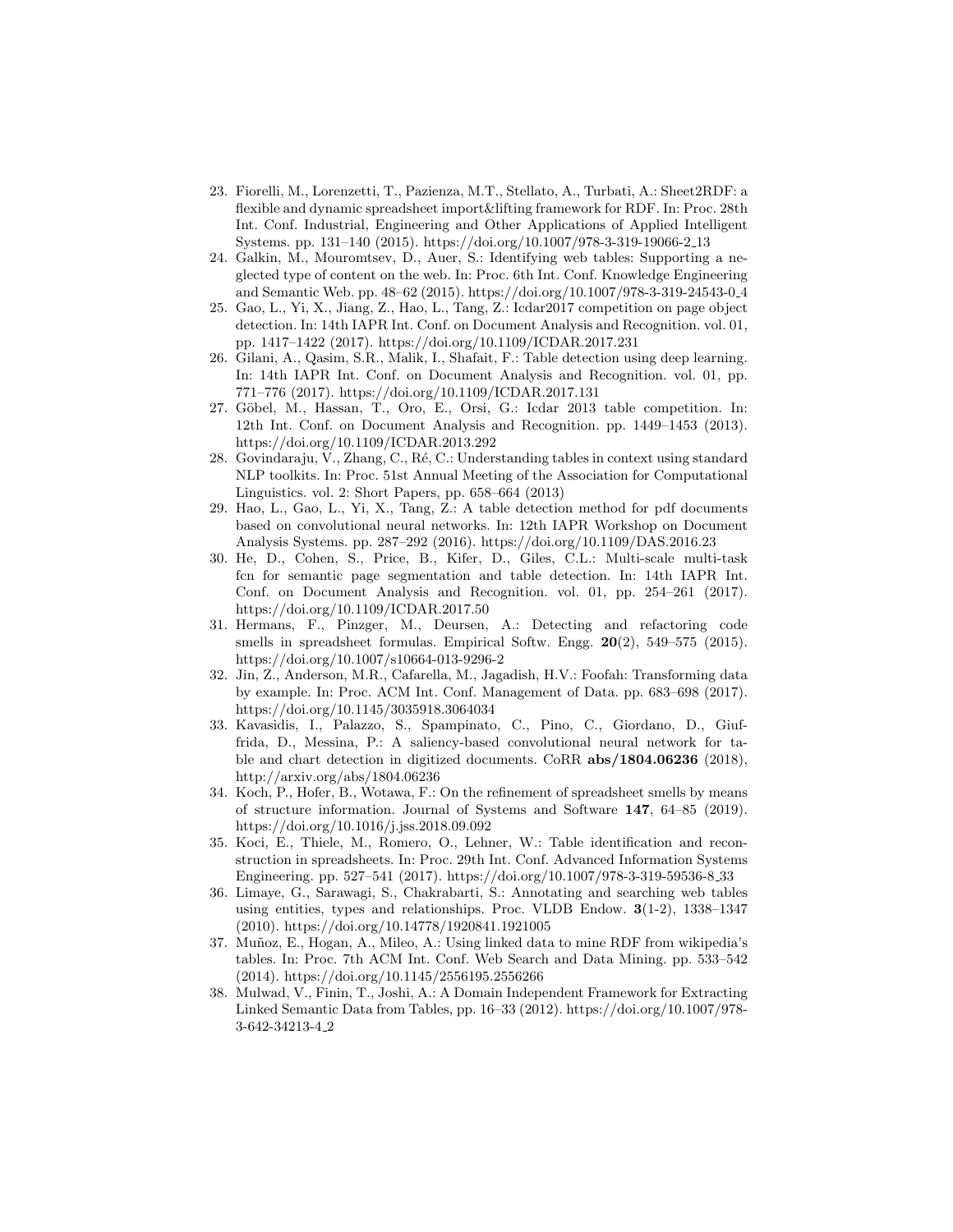23. Fiorelli, M., Lorenzetti, T., Pazienza, M.T., Stellato, A., Turbati, A.: Sheet2RDF: a flexible and dynamic spreadsheet import&lifting framework for RDF. In: Proc. 28th Int. Conf. Industrial, Engineering and Other Applications of Applied Intelligent Systems. pp. 131–140 (2015). https://doi.org/10.1007/978-3-319-19066-2_13
24. Galkin, M., Mouromtsev, D., Auer, S.: Identifying web tables: Supporting a neglected type of content on the web. In: Proc. 6th Int. Conf. Knowledge Engineering and Semantic Web. pp. 48–62 (2015). https://doi.org/10.1007/978-3-319-24543-0_4
25. Gao, L., Yi, X., Jiang, Z., Hao, L., Tang, Z.: Icdar2017 competition on page object detection. In: 14th IAPR Int. Conf. on Document Analysis and Recognition. vol. 01, pp. 1417–1422 (2017). https://doi.org/10.1109/ICDAR.2017.231
26. Gilani, A., Qasim, S.R., Malik, I., Shafait, F.: Table detection using deep learning. In: 14th IAPR Int. Conf. on Document Analysis and Recognition. vol. 01, pp. 771–776 (2017). https://doi.org/10.1109/ICDAR.2017.131
27. Göbel, M., Hassan, T., Oro, E., Orsi, G.: Icdar 2013 table competition. In: 12th Int. Conf. on Document Analysis and Recognition. pp. 1449–1453 (2013). https://doi.org/10.1109/ICDAR.2013.292
28. Govindaraju, V., Zhang, C., Ré, C.: Understanding tables in context using standard NLP toolkits. In: Proc. 51st Annual Meeting of the Association for Computational Linguistics. vol. 2: Short Papers, pp. 658–664 (2013)
29. Hao, L., Gao, L., Yi, X., Tang, Z.: A table detection method for pdf documents based on convolutional neural networks. In: 12th IAPR Workshop on Document Analysis Systems. pp. 287–292 (2016). https://doi.org/10.1109/DAS.2016.23
30. He, D., Cohen, S., Price, B., Kifer, D., Giles, C.L.: Multi-scale multi-task fcn for semantic page segmentation and table detection. In: 14th IAPR Int. Conf. on Document Analysis and Recognition. vol. 01, pp. 254–261 (2017). https://doi.org/10.1109/ICDAR.2017.50
31. Hermans, F., Pinzger, M., Deursen, A.: Detecting and refactoring code smells in spreadsheet formulas. Empirical Softw. Engg. **20**(2), 549–575 (2015). https://doi.org/10.1007/s10664-013-9296-2
32. Jin, Z., Anderson, M.R., Cafarella, M., Jagadish, H.V.: Foofah: Transforming data by example. In: Proc. ACM Int. Conf. Management of Data. pp. 683–698 (2017). https://doi.org/10.1145/3035918.3064034
33. Kavasidis, I., Palazzo, S., Spampinato, C., Pino, C., Giordano, D., Giuffrida, D., Messina, P.: A saliency-based convolutional neural network for table and chart detection in digitized documents. CoRR **abs/1804.06236** (2018), http://arxiv.org/abs/1804.06236
34. Koch, P., Hofer, B., Wotawa, F.: On the refinement of spreadsheet smells by means of structure information. Journal of Systems and Software **147**, 64–85 (2019). https://doi.org/10.1016/j.jss.2018.09.092
35. Koci, E., Thiele, M., Romero, O., Lehner, W.: Table identification and reconstruction in spreadsheets. In: Proc. 29th Int. Conf. Advanced Information Systems Engineering. pp. 527–541 (2017). https://doi.org/10.1007/978-3-319-59536-8_33
36. Limaye, G., Sarawagi, S., Chakrabarti, S.: Annotating and searching web tables using entities, types and relationships. Proc. VLDB Endow. **3**(1-2), 1338–1347 (2010). https://doi.org/10.14778/1920841.1921005
37. Muñoz, E., Hogan, A., Mileo, A.: Using linked data to mine RDF from wikipedia's tables. In: Proc. 7th ACM Int. Conf. Web Search and Data Mining. pp. 533–542 (2014). https://doi.org/10.1145/2556195.2556266
38. Mulwad, V., Finin, T., Joshi, A.: A Domain Independent Framework for Extracting Linked Semantic Data from Tables, pp. 16–33 (2012). https://doi.org/10.1007/978-3-642-34213-4_2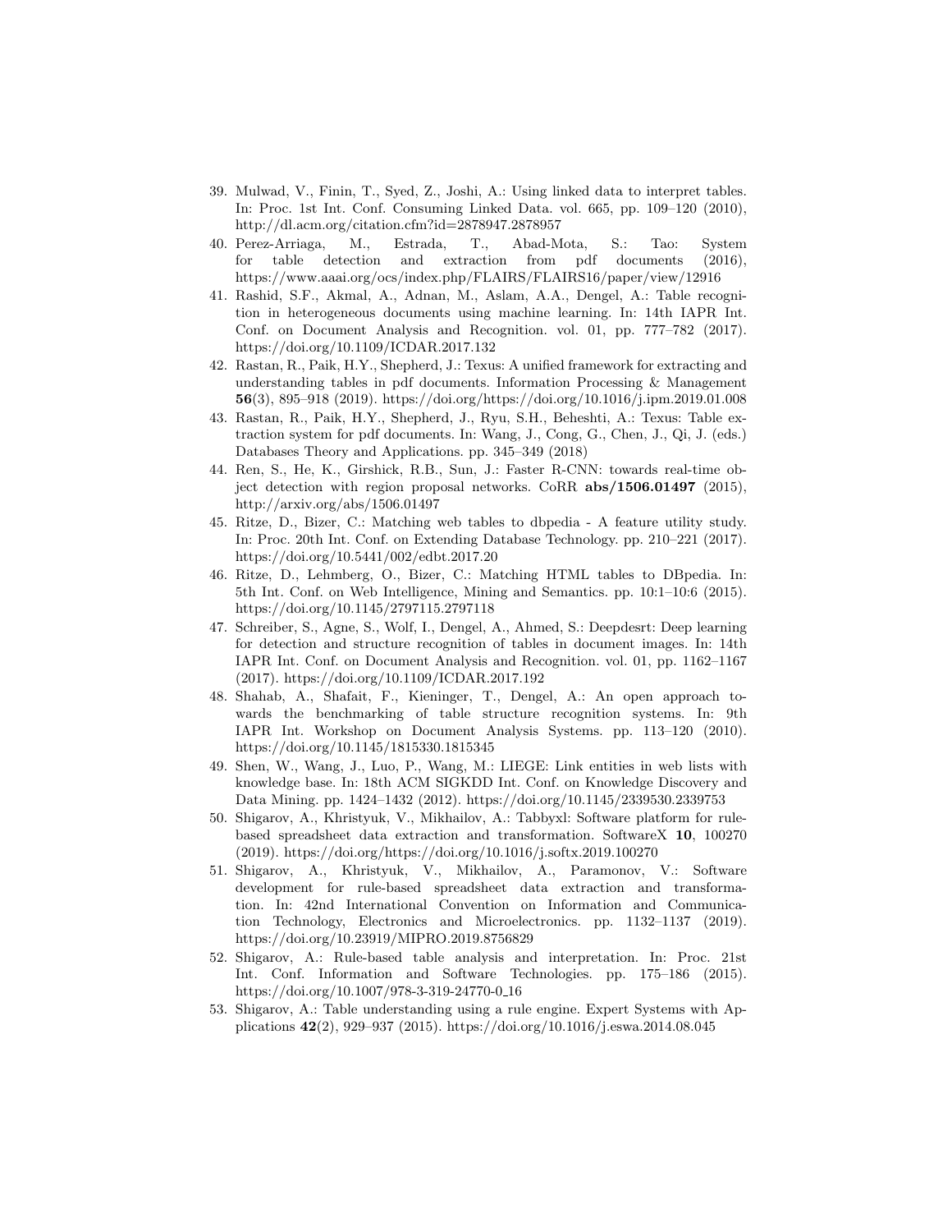39. Mulwad, V., Finin, T., Syed, Z., Joshi, A.: Using linked data to interpret tables. In: Proc. 1st Int. Conf. Consuming Linked Data. vol. 665, pp. 109–120 (2010), http://dl.acm.org/citation.cfm?id=2878947.2878957
40. Perez-Arriaga, M., Estrada, T., Abad-Mota, S.: Tao: System for table detection and extraction from pdf documents (2016), https://www.aaai.org/ocs/index.php/FLAIRS/FLAIRS16/paper/view/12916
41. Rashid, S.F., Akmal, A., Adnan, M., Aslam, A.A., Dengel, A.: Table recognition in heterogeneous documents using machine learning. In: 14th IAPR Int. Conf. on Document Analysis and Recognition. vol. 01, pp. 777–782 (2017). https://doi.org/10.1109/ICDAR.2017.132
42. Rastan, R., Paik, H.Y., Shepherd, J.: Texus: A unified framework for extracting and understanding tables in pdf documents. Information Processing & Management **56**(3), 895–918 (2019). https://doi.org/https://doi.org/10.1016/j.ipm.2019.01.008
43. Rastan, R., Paik, H.Y., Shepherd, J., Ryu, S.H., Beheshti, A.: Texus: Table extraction system for pdf documents. In: Wang, J., Cong, G., Chen, J., Qi, J. (eds.) Databases Theory and Applications. pp. 345–349 (2018)
44. Ren, S., He, K., Girshick, R.B., Sun, J.: Faster R-CNN: towards real-time object detection with region proposal networks. CoRR **abs/1506.01497** (2015), http://arxiv.org/abs/1506.01497
45. Ritze, D., Bizer, C.: Matching web tables to dbpedia - A feature utility study. In: Proc. 20th Int. Conf. on Extending Database Technology. pp. 210–221 (2017). https://doi.org/10.5441/002/edbt.2017.20
46. Ritze, D., Lehmberg, O., Bizer, C.: Matching HTML tables to DBpedia. In: 5th Int. Conf. on Web Intelligence, Mining and Semantics. pp. 10:1–10:6 (2015). https://doi.org/10.1145/2797115.2797118
47. Schreiber, S., Agne, S., Wolf, I., Dengel, A., Ahmed, S.: Deepdesrt: Deep learning for detection and structure recognition of tables in document images. In: 14th IAPR Int. Conf. on Document Analysis and Recognition. vol. 01, pp. 1162–1167 (2017). https://doi.org/10.1109/ICDAR.2017.192
48. Shahab, A., Shafait, F., Kieninger, T., Dengel, A.: An open approach towards the benchmarking of table structure recognition systems. In: 9th IAPR Int. Workshop on Document Analysis Systems. pp. 113–120 (2010). https://doi.org/10.1145/1815330.1815345
49. Shen, W., Wang, J., Luo, P., Wang, M.: LIEGE: Link entities in web lists with knowledge base. In: 18th ACM SIGKDD Int. Conf. on Knowledge Discovery and Data Mining. pp. 1424–1432 (2012). https://doi.org/10.1145/2339530.2339753
50. Shigarov, A., Khristyuk, V., Mikhailov, A.: Tabbyxl: Software platform for rule-based spreadsheet data extraction and transformation. SoftwareX **10**, 100270 (2019). https://doi.org/https://doi.org/10.1016/j.softx.2019.100270
51. Shigarov, A., Khristyuk, V., Mikhailov, A., Paramonov, V.: Software development for rule-based spreadsheet data extraction and transformation. In: 42nd International Convention on Information and Communication Technology, Electronics and Microelectronics. pp. 1132–1137 (2019). https://doi.org/10.23919/MIPRO.2019.8756829
52. Shigarov, A.: Rule-based table analysis and interpretation. In: Proc. 21st Int. Conf. Information and Software Technologies. pp. 175–186 (2015). https://doi.org/10.1007/978-3-319-24770-0_16
53. Shigarov, A.: Table understanding using a rule engine. Expert Systems with Applications **42**(2), 929–937 (2015). https://doi.org/10.1016/j.eswa.2014.08.045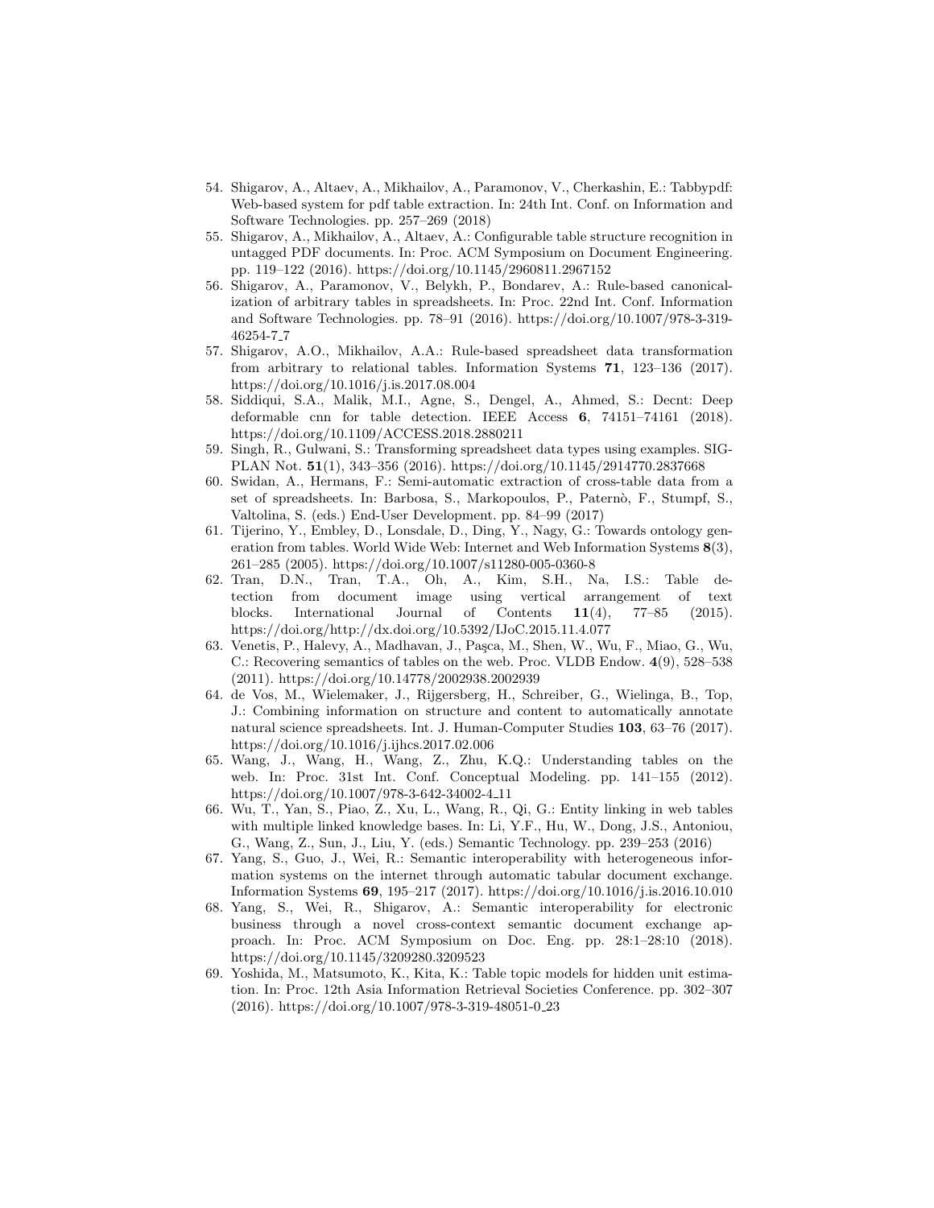54. Shigarov, A., Altaev, A., Mikhailov, A., Paramonov, V., Cherkashin, E.: Tabbypdf: Web-based system for pdf table extraction. In: 24th Int. Conf. on Information and Software Technologies. pp. 257–269 (2018)
55. Shigarov, A., Mikhailov, A., Altaev, A.: Configurable table structure recognition in untagged PDF documents. In: Proc. ACM Symposium on Document Engineering. pp. 119–122 (2016). https://doi.org/10.1145/2960811.2967152
56. Shigarov, A., Paramonov, V., Belykh, P., Bondarev, A.: Rule-based canonicalization of arbitrary tables in spreadsheets. In: Proc. 22nd Int. Conf. Information and Software Technologies. pp. 78–91 (2016). https://doi.org/10.1007/978-3-319-46254-7_7
57. Shigarov, A.O., Mikhailov, A.A.: Rule-based spreadsheet data transformation from arbitrary to relational tables. Information Systems **71**, 123–136 (2017). https://doi.org/10.1016/j.is.2017.08.004
58. Siddiqui, S.A., Malik, M.I., Agne, S., Dengel, A., Ahmed, S.: Decnt: Deep deformable cnn for table detection. IEEE Access **6**, 74151–74161 (2018). https://doi.org/10.1109/ACCESS.2018.2880211
59. Singh, R., Gulwani, S.: Transforming spreadsheet data types using examples. SIGPLAN Not. **51**(1), 343–356 (2016). https://doi.org/10.1145/2914770.2837668
60. Swidan, A., Hermans, F.: Semi-automatic extraction of cross-table data from a set of spreadsheets. In: Barbosa, S., Markopoulos, P., Paternò, F., Stumpf, S., Valtolina, S. (eds.) End-User Development. pp. 84–99 (2017)
61. Tijerino, Y., Embley, D., Lonsdale, D., Ding, Y., Nagy, G.: Towards ontology generation from tables. World Wide Web: Internet and Web Information Systems **8**(3), 261–285 (2005). https://doi.org/10.1007/s11280-005-0360-8
62. Tran, D.N., Tran, T.A., Oh, A., Kim, S.H., Na, I.S.: Table detection from document image using vertical arrangement of text blocks. International Journal of Contents **11**(4), 77–85 (2015). https://doi.org/http://dx.doi.org/10.5392/IJoC.2015.11.4.077
63. Venetis, P., Halevy, A., Madhavan, J., Paşca, M., Shen, W., Wu, F., Miao, G., Wu, C.: Recovering semantics of tables on the web. Proc. VLDB Endow. **4**(9), 528–538 (2011). https://doi.org/10.14778/2002938.2002939
64. de Vos, M., Wielemaker, J., Rijgersberg, H., Schreiber, G., Wielinga, B., Top, J.: Combining information on structure and content to automatically annotate natural science spreadsheets. Int. J. Human-Computer Studies **103**, 63–76 (2017). https://doi.org/10.1016/j.ijhcs.2017.02.006
65. Wang, J., Wang, H., Wang, Z., Zhu, K.Q.: Understanding tables on the web. In: Proc. 31st Int. Conf. Conceptual Modeling. pp. 141–155 (2012). https://doi.org/10.1007/978-3-642-34002-4_11
66. Wu, T., Yan, S., Piao, Z., Xu, L., Wang, R., Qi, G.: Entity linking in web tables with multiple linked knowledge bases. In: Li, Y.F., Hu, W., Dong, J.S., Antoniou, G., Wang, Z., Sun, J., Liu, Y. (eds.) Semantic Technology. pp. 239–253 (2016)
67. Yang, S., Guo, J., Wei, R.: Semantic interoperability with heterogeneous information systems on the internet through automatic tabular document exchange. Information Systems **69**, 195–217 (2017). https://doi.org/10.1016/j.is.2016.10.010
68. Yang, S., Wei, R., Shigarov, A.: Semantic interoperability for electronic business through a novel cross-context semantic document exchange approach. In: Proc. ACM Symposium on Doc. Eng. pp. 28:1–28:10 (2018). https://doi.org/10.1145/3209280.3209523
69. Yoshida, M., Matsumoto, K., Kita, K.: Table topic models for hidden unit estimation. In: Proc. 12th Asia Information Retrieval Societies Conference. pp. 302–307 (2016). https://doi.org/10.1007/978-3-319-48051-0_23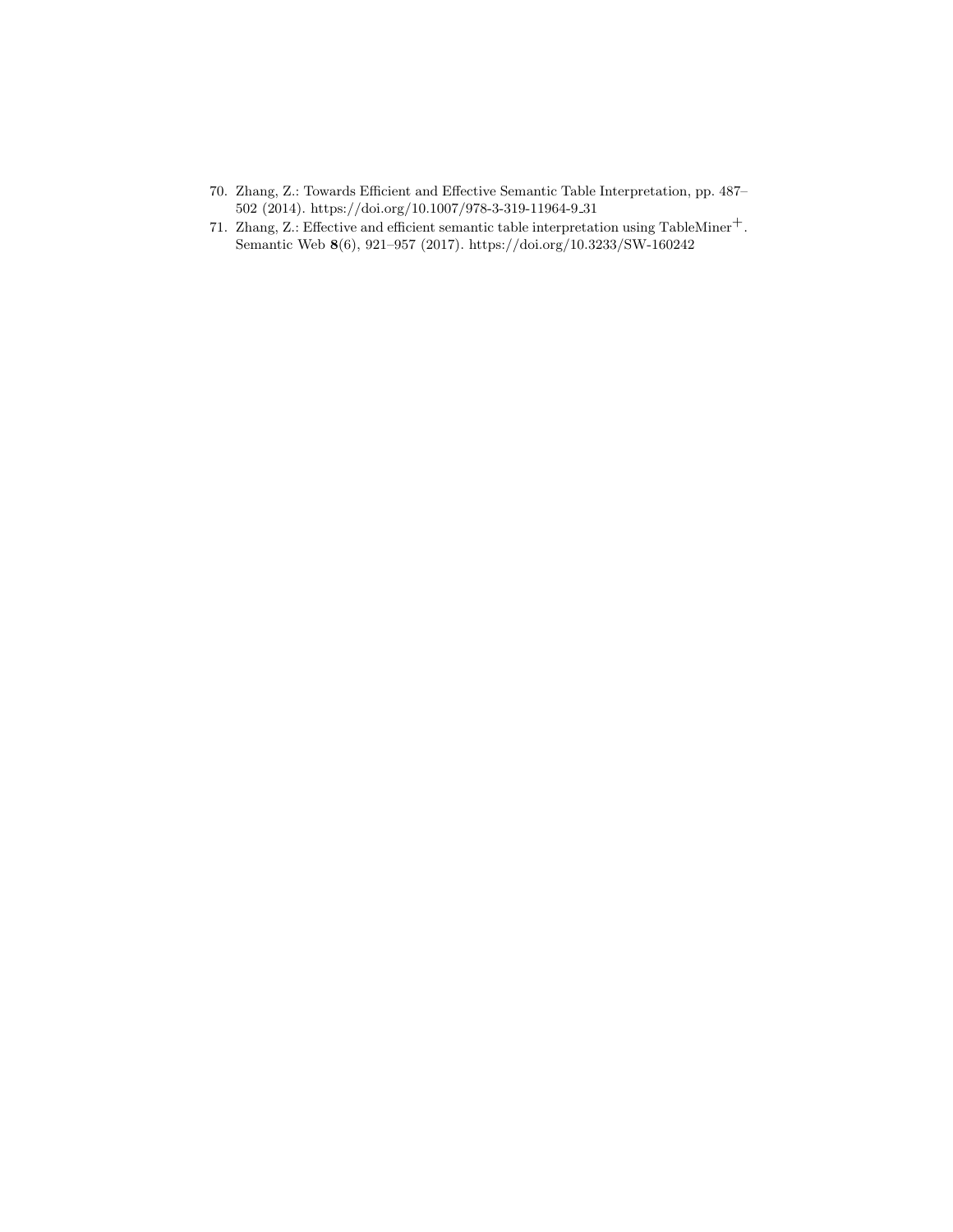70. Zhang, Z.: Towards Efficient and Effective Semantic Table Interpretation, pp. 487–502 (2014). https://doi.org/10.1007/978-3-319-11964-9_31
71. Zhang, Z.: Effective and efficient semantic table interpretation using TableMiner$^+$. Semantic Web **8**(6), 921–957 (2017). https://doi.org/10.3233/SW-160242